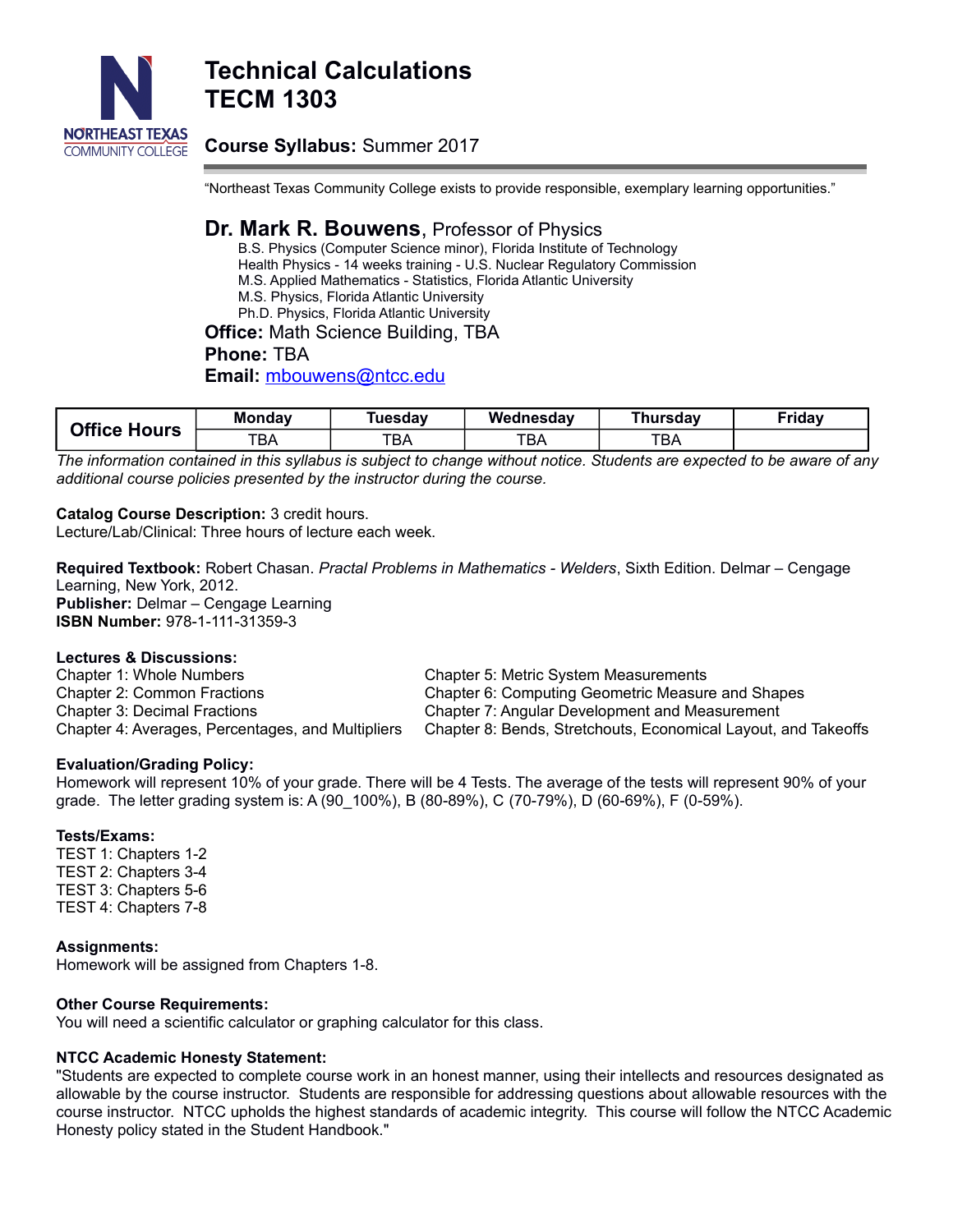# Technical Calculations
# TECM 1303

## Course Syllabus: Summer 2017

"Northeast Texas Community College exists to provide responsible, exemplary learning opportunities."

## **Dr. Mark R. Bouwens**, Professor of Physics

B.S. Physics (Computer Science minor), Florida Institute of Technology
Health Physics - 14 weeks training - U.S. Nuclear Regulatory Commission
M.S. Applied Mathematics - Statistics, Florida Atlantic University
M.S. Physics, Florida Atlantic University
Ph.D. Physics, Florida Atlantic University

**Office:** Math Science Building, TBA
**Phone:** TBA
**Email:** mbouwens@ntcc.edu

| Office Hours | Monday | Tuesday | Wednesday | Thursday | Friday |
|---|---|---|---|---|---|
| | TBA | TBA | TBA | TBA | |

*The information contained in this syllabus is subject to change without notice. Students are expected to be aware of any additional course policies presented by the instructor during the course.*

**Catalog Course Description:** 3 credit hours.
Lecture/Lab/Clinical: Three hours of lecture each week.

**Required Textbook:** Robert Chasan. *Practal Problems in Mathematics - Welders*, Sixth Edition. Delmar – Cengage Learning, New York, 2012.
**Publisher:** Delmar – Cengage Learning
**ISBN Number:** 978-1-111-31359-3

**Lectures & Discussions:**
Chapter 1: Whole Numbers
Chapter 2: Common Fractions
Chapter 3: Decimal Fractions
Chapter 4: Averages, Percentages, and Multipliers
Chapter 5: Metric System Measurements
Chapter 6: Computing Geometric Measure and Shapes
Chapter 7: Angular Development and Measurement
Chapter 8: Bends, Stretchouts, Economical Layout, and Takeoffs

**Evaluation/Grading Policy:**
Homework will represent 10% of your grade. There will be 4 Tests. The average of the tests will represent 90% of your grade. The letter grading system is: A (90_100%), B (80-89%), C (70-79%), D (60-69%), F (0-59%).

**Tests/Exams:**
TEST 1: Chapters 1-2
TEST 2: Chapters 3-4
TEST 3: Chapters 5-6
TEST 4: Chapters 7-8

**Assignments:**
Homework will be assigned from Chapters 1-8.

**Other Course Requirements:**
You will need a scientific calculator or graphing calculator for this class.

**NTCC Academic Honesty Statement:**
"Students are expected to complete course work in an honest manner, using their intellects and resources designated as allowable by the course instructor. Students are responsible for addressing questions about allowable resources with the course instructor. NTCC upholds the highest standards of academic integrity. This course will follow the NTCC Academic Honesty policy stated in the Student Handbook."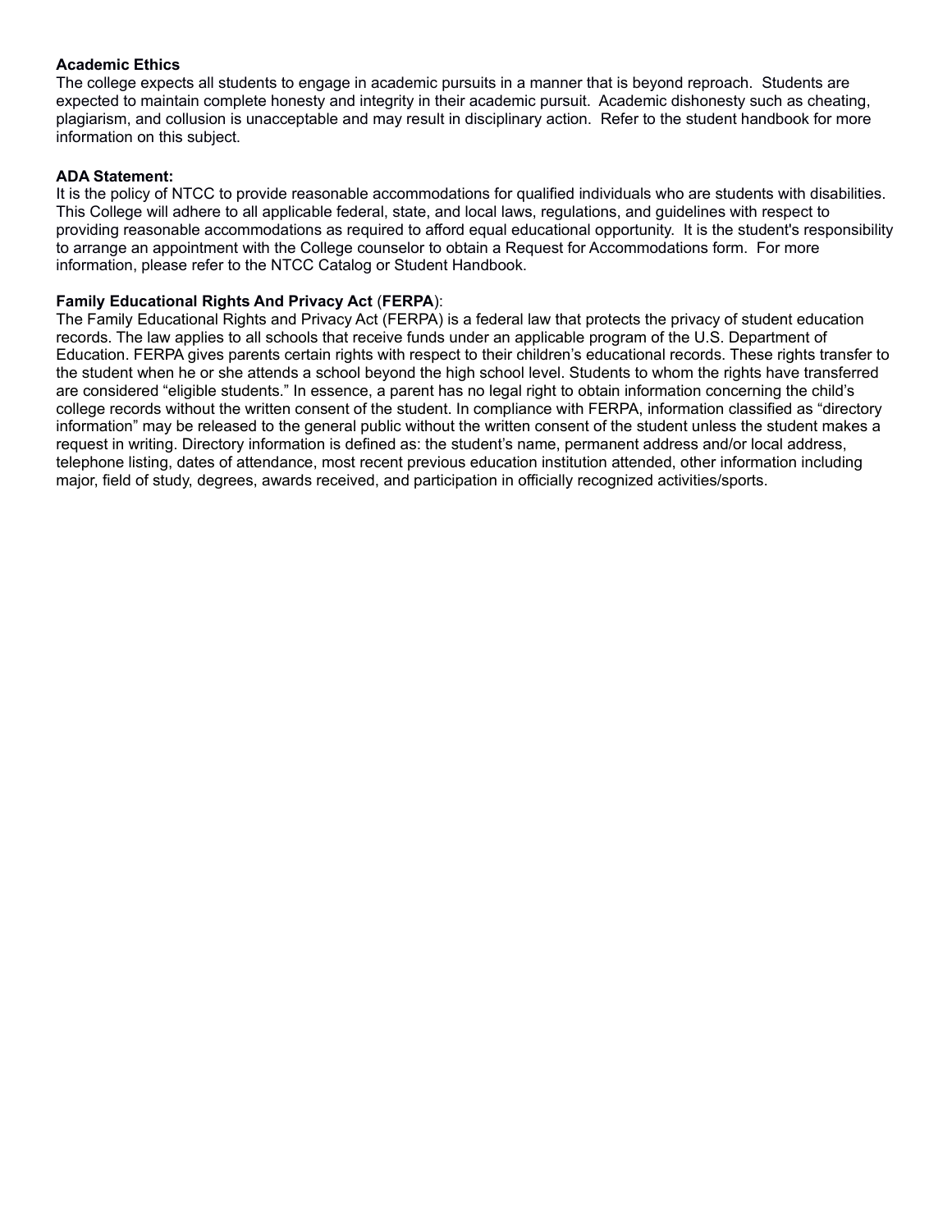**Academic Ethics**

The college expects all students to engage in academic pursuits in a manner that is beyond reproach. Students are expected to maintain complete honesty and integrity in their academic pursuit. Academic dishonesty such as cheating, plagiarism, and collusion is unacceptable and may result in disciplinary action. Refer to the student handbook for more information on this subject.

**ADA Statement:**

It is the policy of NTCC to provide reasonable accommodations for qualified individuals who are students with disabilities. This College will adhere to all applicable federal, state, and local laws, regulations, and guidelines with respect to providing reasonable accommodations as required to afford equal educational opportunity. It is the student's responsibility to arrange an appointment with the College counselor to obtain a Request for Accommodations form. For more information, please refer to the NTCC Catalog or Student Handbook.

**Family Educational Rights And Privacy Act** (**FERPA**):

The Family Educational Rights and Privacy Act (FERPA) is a federal law that protects the privacy of student education records. The law applies to all schools that receive funds under an applicable program of the U.S. Department of Education. FERPA gives parents certain rights with respect to their children's educational records. These rights transfer to the student when he or she attends a school beyond the high school level. Students to whom the rights have transferred are considered "eligible students." In essence, a parent has no legal right to obtain information concerning the child's college records without the written consent of the student. In compliance with FERPA, information classified as "directory information" may be released to the general public without the written consent of the student unless the student makes a request in writing. Directory information is defined as: the student's name, permanent address and/or local address, telephone listing, dates of attendance, most recent previous education institution attended, other information including major, field of study, degrees, awards received, and participation in officially recognized activities/sports.